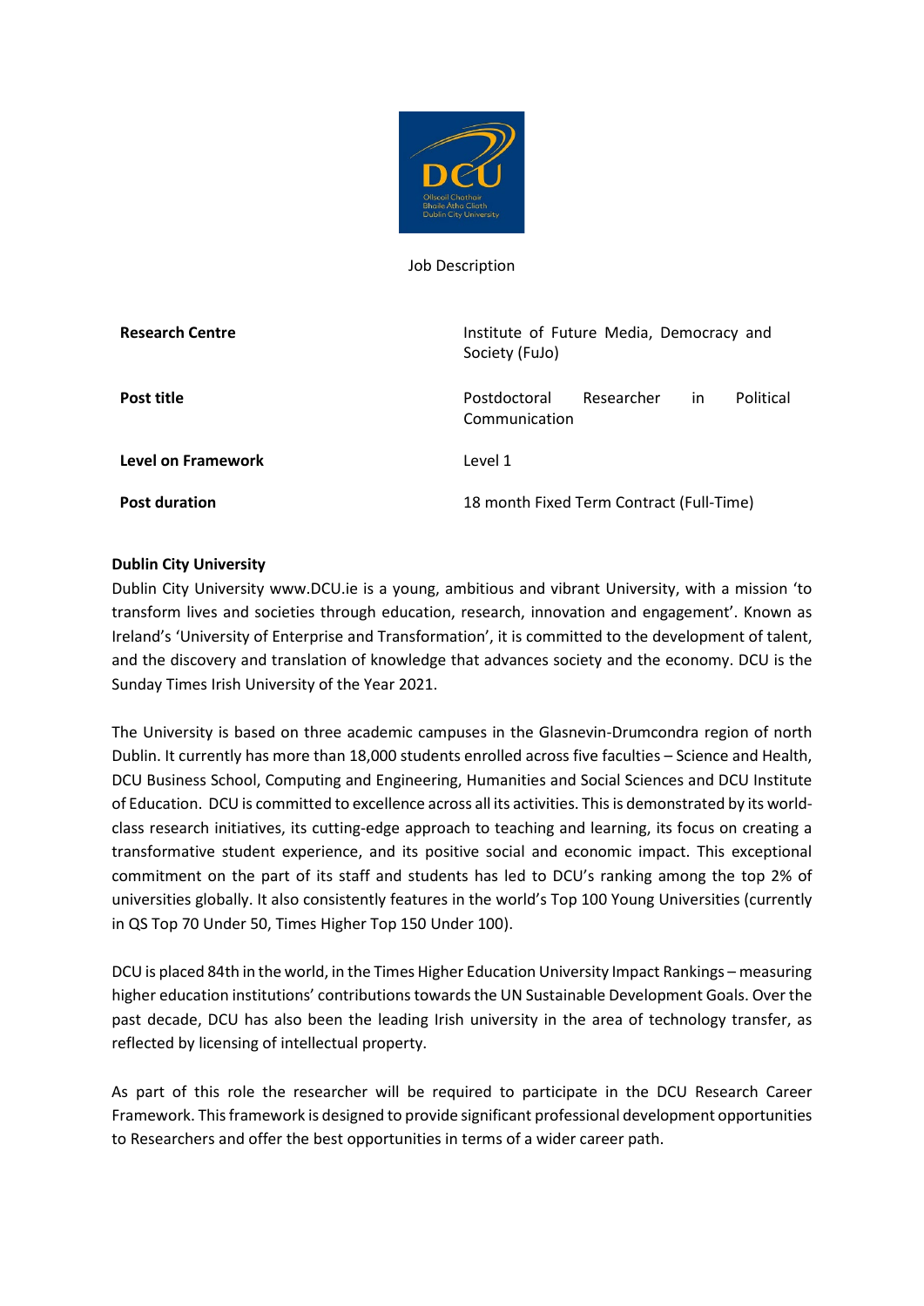Job Description

| | |
|---|---|
| **Research Centre** | Institute of Future Media, Democracy and Society (FuJo) |
| **Post title** | Postdoctoral Researcher in Political Communication |
| **Level on Framework** | Level 1 |
| **Post duration** | 18 month Fixed Term Contract (Full-Time) |

**Dublin City University**

Dublin City University www.DCU.ie is a young, ambitious and vibrant University, with a mission 'to transform lives and societies through education, research, innovation and engagement'. Known as Ireland's 'University of Enterprise and Transformation', it is committed to the development of talent, and the discovery and translation of knowledge that advances society and the economy. DCU is the Sunday Times Irish University of the Year 2021.

The University is based on three academic campuses in the Glasnevin-Drumcondra region of north Dublin. It currently has more than 18,000 students enrolled across five faculties – Science and Health, DCU Business School, Computing and Engineering, Humanities and Social Sciences and DCU Institute of Education. DCU is committed to excellence across all its activities. This is demonstrated by its world-class research initiatives, its cutting-edge approach to teaching and learning, its focus on creating a transformative student experience, and its positive social and economic impact. This exceptional commitment on the part of its staff and students has led to DCU's ranking among the top 2% of universities globally. It also consistently features in the world's Top 100 Young Universities (currently in QS Top 70 Under 50, Times Higher Top 150 Under 100).

DCU is placed 84th in the world, in the Times Higher Education University Impact Rankings – measuring higher education institutions' contributions towards the UN Sustainable Development Goals. Over the past decade, DCU has also been the leading Irish university in the area of technology transfer, as reflected by licensing of intellectual property.

As part of this role the researcher will be required to participate in the DCU Research Career Framework. This framework is designed to provide significant professional development opportunities to Researchers and offer the best opportunities in terms of a wider career path.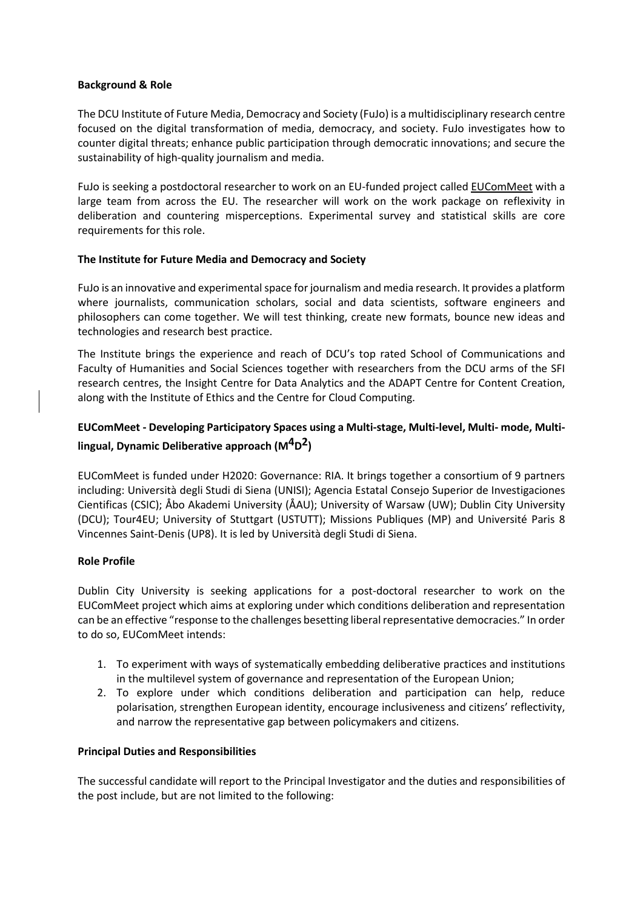**Background & Role**

The DCU Institute of Future Media, Democracy and Society (FuJo) is a multidisciplinary research centre focused on the digital transformation of media, democracy, and society. FuJo investigates how to counter digital threats; enhance public participation through democratic innovations; and secure the sustainability of high-quality journalism and media.

FuJo is seeking a postdoctoral researcher to work on an EU-funded project called EUComMeet with a large team from across the EU. The researcher will work on the work package on reflexivity in deliberation and countering misperceptions. Experimental survey and statistical skills are core requirements for this role.

**The Institute for Future Media and Democracy and Society**

FuJo is an innovative and experimental space for journalism and media research. It provides a platform where journalists, communication scholars, social and data scientists, software engineers and philosophers can come together. We will test thinking, create new formats, bounce new ideas and technologies and research best practice.

The Institute brings the experience and reach of DCU's top rated School of Communications and Faculty of Humanities and Social Sciences together with researchers from the DCU arms of the SFI research centres, the Insight Centre for Data Analytics and the ADAPT Centre for Content Creation, along with the Institute of Ethics and the Centre for Cloud Computing.

**EUComMeet - Developing Participatory Spaces using a Multi-stage, Multi-level, Multi- mode, Multi-lingual, Dynamic Deliberative approach ($M^4D^2$)**

EUComMeet is funded under H2020: Governance: RIA. It brings together a consortium of 9 partners including: Università degli Studi di Siena (UNISI); Agencia Estatal Consejo Superior de Investigaciones Cientificas (CSIC); Åbo Akademi University (ÅAU); University of Warsaw (UW); Dublin City University (DCU); Tour4EU; University of Stuttgart (USTUTT); Missions Publiques (MP) and Université Paris 8 Vincennes Saint-Denis (UP8). It is led by Università degli Studi di Siena.

**Role Profile**

Dublin City University is seeking applications for a post-doctoral researcher to work on the EUComMeet project which aims at exploring under which conditions deliberation and representation can be an effective "response to the challenges besetting liberal representative democracies." In order to do so, EUComMeet intends:

1. To experiment with ways of systematically embedding deliberative practices and institutions in the multilevel system of governance and representation of the European Union;
2. To explore under which conditions deliberation and participation can help, reduce polarisation, strengthen European identity, encourage inclusiveness and citizens' reflectivity, and narrow the representative gap between policymakers and citizens.

**Principal Duties and Responsibilities**

The successful candidate will report to the Principal Investigator and the duties and responsibilities of the post include, but are not limited to the following: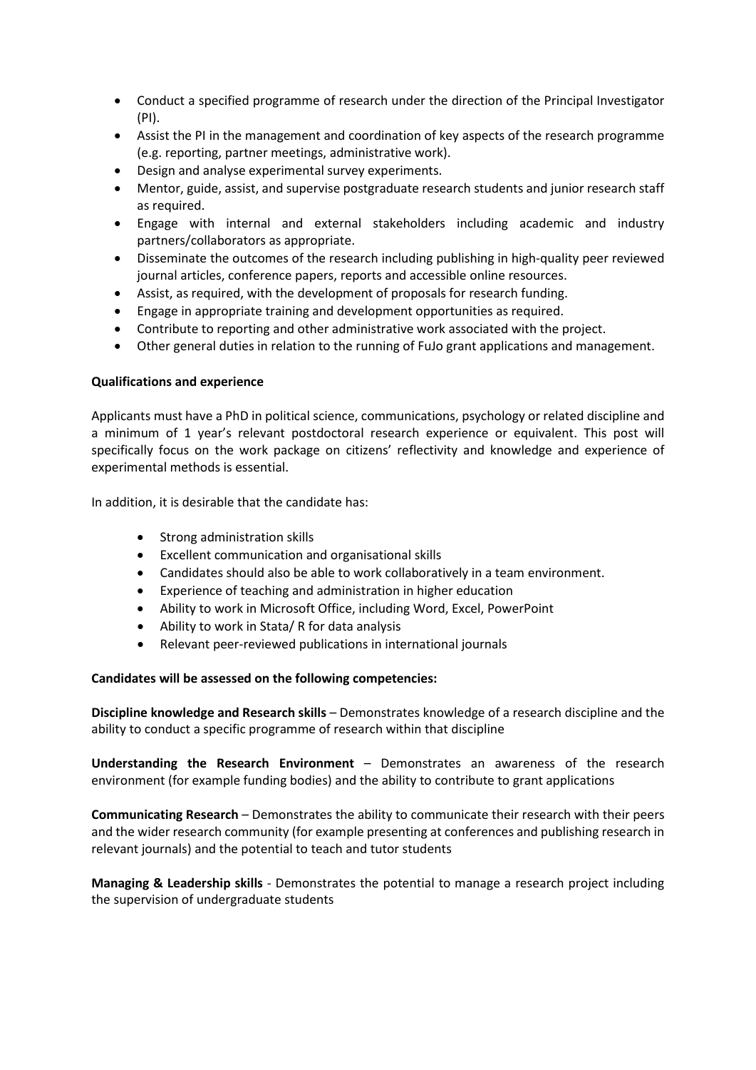- Conduct a specified programme of research under the direction of the Principal Investigator (PI).
- Assist the PI in the management and coordination of key aspects of the research programme (e.g. reporting, partner meetings, administrative work).
- Design and analyse experimental survey experiments.
- Mentor, guide, assist, and supervise postgraduate research students and junior research staff as required.
- Engage with internal and external stakeholders including academic and industry partners/collaborators as appropriate.
- Disseminate the outcomes of the research including publishing in high-quality peer reviewed journal articles, conference papers, reports and accessible online resources.
- Assist, as required, with the development of proposals for research funding.
- Engage in appropriate training and development opportunities as required.
- Contribute to reporting and other administrative work associated with the project.
- Other general duties in relation to the running of FuJo grant applications and management.

**Qualifications and experience**

Applicants must have a PhD in political science, communications, psychology or related discipline and a minimum of 1 year's relevant postdoctoral research experience or equivalent. This post will specifically focus on the work package on citizens' reflectivity and knowledge and experience of experimental methods is essential.

In addition, it is desirable that the candidate has:

- Strong administration skills
- Excellent communication and organisational skills
- Candidates should also be able to work collaboratively in a team environment.
- Experience of teaching and administration in higher education
- Ability to work in Microsoft Office, including Word, Excel, PowerPoint
- Ability to work in Stata/ R for data analysis
- Relevant peer-reviewed publications in international journals

**Candidates will be assessed on the following competencies:**

**Discipline knowledge and Research skills** – Demonstrates knowledge of a research discipline and the ability to conduct a specific programme of research within that discipline

**Understanding the Research Environment** – Demonstrates an awareness of the research environment (for example funding bodies) and the ability to contribute to grant applications

**Communicating Research** – Demonstrates the ability to communicate their research with their peers and the wider research community (for example presenting at conferences and publishing research in relevant journals) and the potential to teach and tutor students

**Managing & Leadership skills** - Demonstrates the potential to manage a research project including the supervision of undergraduate students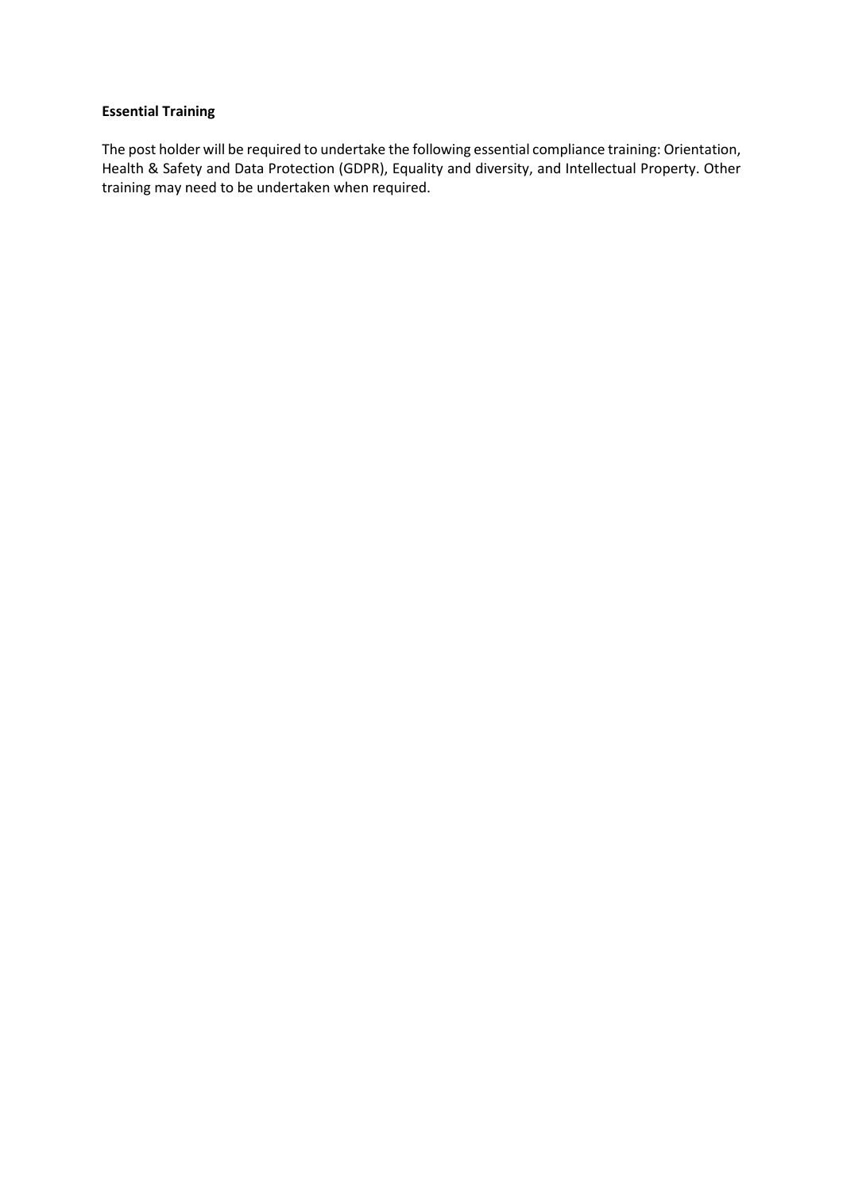**Essential Training**

The post holder will be required to undertake the following essential compliance training: Orientation, Health & Safety and Data Protection (GDPR), Equality and diversity, and Intellectual Property. Other training may need to be undertaken when required.